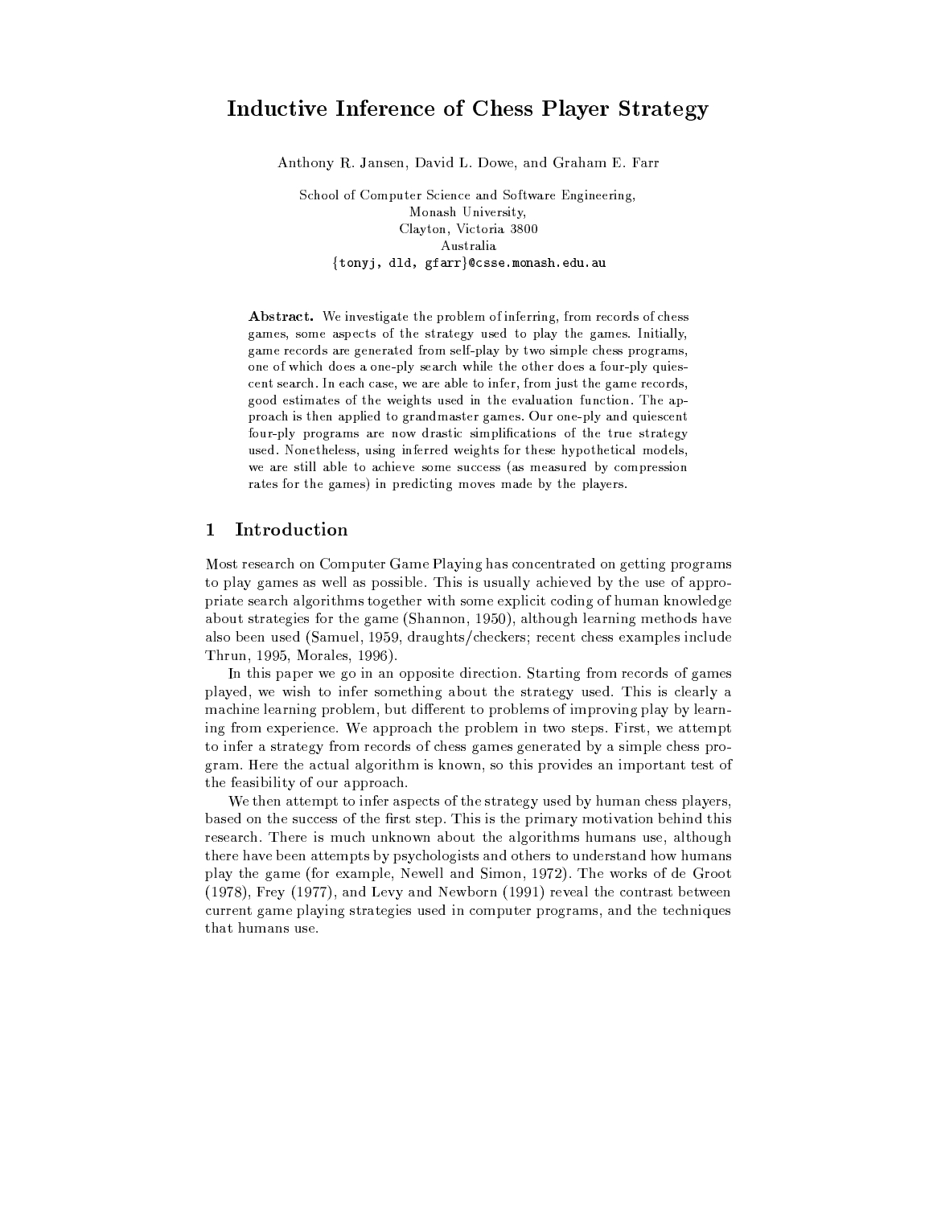# Inductive Inference of Chess Player Strategy

Anthony R. Jansen, David L. Dowe, and Graham E. Farr

School of Computer Science and Software Engineering,
Monash University,
Clayton, Victoria 3800
Australia
{tonyj, dld, gfarr}@csse.monash.edu.au

**Abstract.** We investigate the problem of inferring, from records of chess games, some aspects of the strategy used to play the games. Initially, game records are generated from self-play by two simple chess programs, one of which does a one-ply search while the other does a four-ply quiescent search. In each case, we are able to infer, from just the game records, good estimates of the weights used in the evaluation function. The approach is then applied to grandmaster games. Our one-ply and quiescent four-ply programs are now drastic simplifications of the true strategy used. Nonetheless, using inferred weights for these hypothetical models, we are still able to achieve some success (as measured by compression rates for the games) in predicting moves made by the players.

## 1 Introduction

Most research on Computer Game Playing has concentrated on getting programs to play games as well as possible. This is usually achieved by the use of appropriate search algorithms together with some explicit coding of human knowledge about strategies for the game (Shannon, 1950), although learning methods have also been used (Samuel, 1959, draughts/checkers; recent chess examples include Thrun, 1995, Morales, 1996).

In this paper we go in an opposite direction. Starting from records of games played, we wish to infer something about the strategy used. This is clearly a machine learning problem, but different to problems of improving play by learning from experience. We approach the problem in two steps. First, we attempt to infer a strategy from records of chess games generated by a simple chess program. Here the actual algorithm is known, so this provides an important test of the feasibility of our approach.

We then attempt to infer aspects of the strategy used by human chess players, based on the success of the first step. This is the primary motivation behind this research. There is much unknown about the algorithms humans use, although there have been attempts by psychologists and others to understand how humans play the game (for example, Newell and Simon, 1972). The works of de Groot (1978), Frey (1977), and Levy and Newborn (1991) reveal the contrast between current game playing strategies used in computer programs, and the techniques that humans use.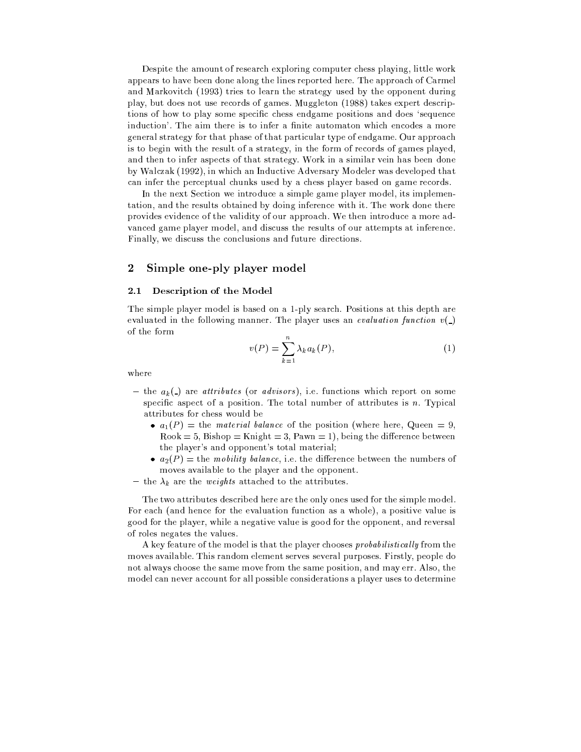Despite the amount of research exploring computer chess playing, little work appears to have been done along the lines reported here. The approach of Carmel and Markovitch (1993) tries to learn the strategy used by the opponent during play, but does not use records of games. Muggleton (1988) takes expert descriptions of how to play some specific chess endgame positions and does 'sequence induction'. The aim there is to infer a finite automaton which encodes a more general strategy for that phase of that particular type of endgame. Our approach is to begin with the result of a strategy, in the form of records of games played, and then to infer aspects of that strategy. Work in a similar vein has been done by Walczak (1992), in which an Inductive Adversary Modeler was developed that can infer the perceptual chunks used by a chess player based on game records.

In the next Section we introduce a simple game player model, its implementation, and the results obtained by doing inference with it. The work done there provides evidence of the validity of our approach. We then introduce a more advanced game player model, and discuss the results of our attempts at inference. Finally, we discuss the conclusions and future directions.

## 2 Simple one-ply player model

### 2.1 Description of the Model

The simple player model is based on a 1-ply search. Positions at this depth are evaluated in the following manner. The player uses an *evaluation function* $v(\_)$ of the form

$$v(P) = \sum_{k=1}^{n} \lambda_k a_k(P), \tag{1}$$

where

- the $a_k(\_)$ are *attributes* (or *advisors*), i.e. functions which report on some specific aspect of a position. The total number of attributes is $n$. Typical attributes for chess would be
  - $a_1(P)$ = the *material balance* of the position (where here, Queen = 9, Rook = 5, Bishop = Knight = 3, Pawn = 1), being the difference between the player's and opponent's total material;
  - $a_2(P)$ = the *mobility balance*, i.e. the difference between the numbers of moves available to the player and the opponent.
- the $\lambda_k$ are the *weights* attached to the attributes.

The two attributes described here are the only ones used for the simple model. For each (and hence for the evaluation function as a whole), a positive value is good for the player, while a negative value is good for the opponent, and reversal of roles negates the values.

A key feature of the model is that the player chooses *probabilistically* from the moves available. This random element serves several purposes. Firstly, people do not always choose the same move from the same position, and may err. Also, the model can never account for all possible considerations a player uses to determine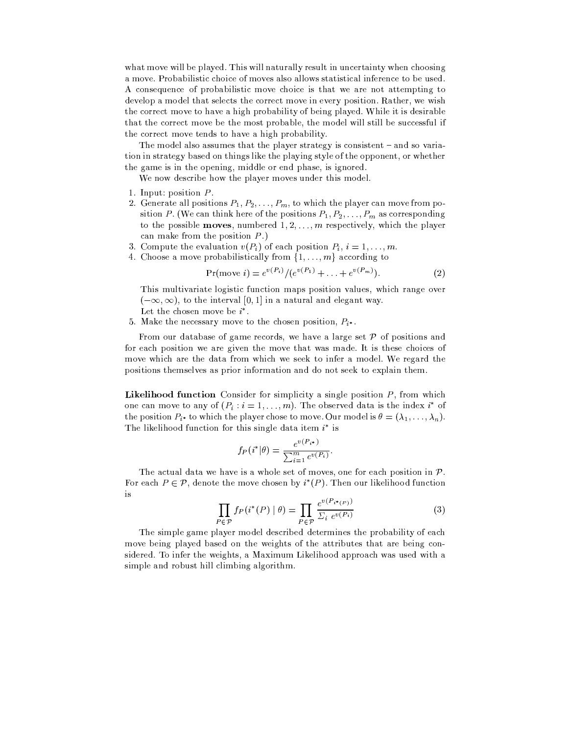what move will be played. This will naturally result in uncertainty when choosing a move. Probabilistic choice of moves also allows statistical inference to be used. A consequence of probabilistic move choice is that we are not attempting to develop a model that selects the correct move in every position. Rather, we wish the correct move to have a high probability of being played. While it is desirable that the correct move be the most probable, the model will still be successful if the correct move tends to have a high probability.

The model also assumes that the player strategy is consistent – and so variation in strategy based on things like the playing style of the opponent, or whether the game is in the opening, middle or end phase, is ignored.

We now describe how the player moves under this model.

1. Input: position $P$.
2. Generate all positions $P_1, P_2, \ldots, P_m$, to which the player can move from position $P$. (We can think here of the positions $P_1, P_2, \ldots, P_m$ as corresponding to the possible **moves**, numbered $1, 2, \ldots, m$ respectively, which the player can make from the position $P$.)
3. Compute the evaluation $v(P_i)$ of each position $P_i$, $i = 1, \ldots, m$.
4. Choose a move probabilistically from $\{1, \ldots, m\}$ according to

$$\Pr(\text{move } i) = e^{v(P_i)} / (e^{v(P_1)} + \ldots + e^{v(P_m)}). \tag{2}$$

   This multivariate logistic function maps position values, which range over $(-\infty, \infty)$, to the interval $[0, 1]$ in a natural and elegant way.
   Let the chosen move be $i^*$.
5. Make the necessary move to the chosen position, $P_{i^*}$.

From our database of game records, we have a large set $\mathcal{P}$ of positions and for each position we are given the move that was made. It is these choices of move which are the data from which we seek to infer a model. We regard the positions themselves as prior information and do not seek to explain them.

**Likelihood function** Consider for simplicity a single position $P$, from which one can move to any of $(P_i : i = 1, \ldots, m)$. The observed data is the index $i^*$ of the position $P_{i^*}$ to which the player chose to move. Our model is $\theta = (\lambda_1, \ldots, \lambda_n)$. The likelihood function for this single data item $i^*$ is

$$f_P(i^* | \theta) = \frac{e^{v(P_{i^*})}}{\sum_{i=1}^{m} e^{v(P_i)}}.$$

The actual data we have is a whole set of moves, one for each position in $\mathcal{P}$. For each $P \in \mathcal{P}$, denote the move chosen by $i^*(P)$. Then our likelihood function is

$$\prod_{P \in \mathcal{P}} f_P(i^*(P) \mid \theta) = \prod_{P \in \mathcal{P}} \frac{e^{v(P_{i^*(P)})}}{\Sigma_i \; e^{v(P_i)}} \tag{3}$$

The simple game player model described determines the probability of each move being played based on the weights of the attributes that are being considered. To infer the weights, a Maximum Likelihood approach was used with a simple and robust hill climbing algorithm.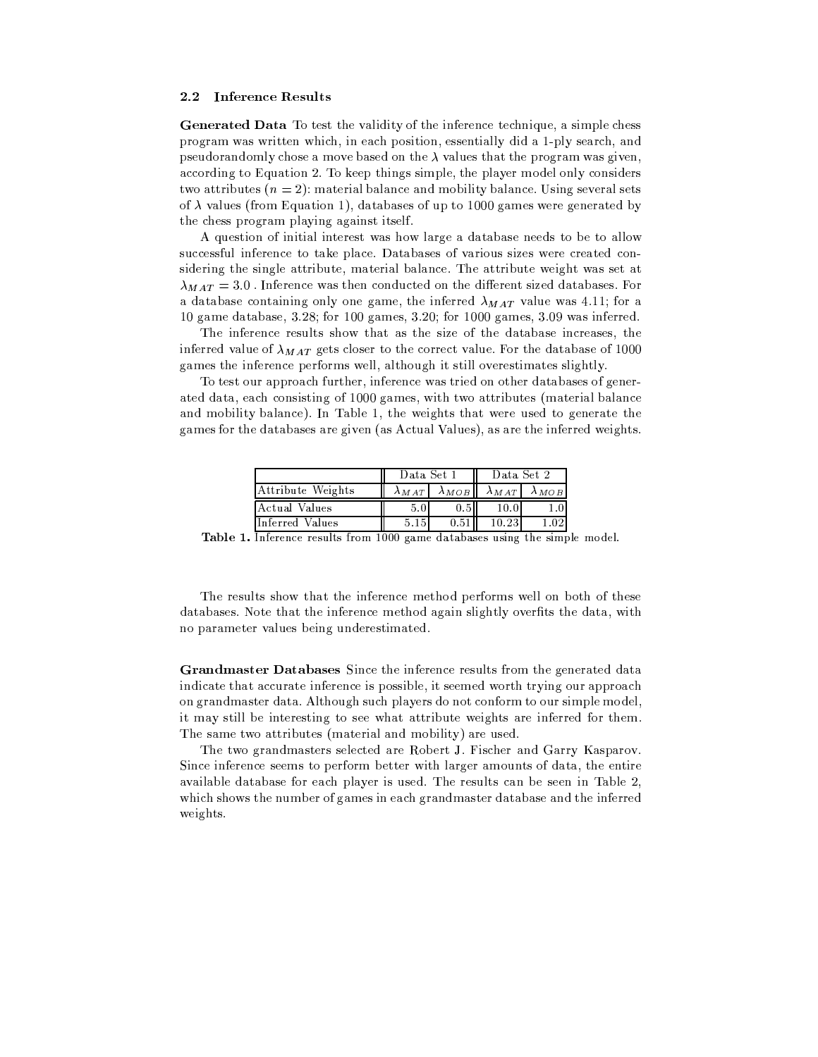### 2.2 Inference Results

**Generated Data** To test the validity of the inference technique, a simple chess program was written which, in each position, essentially did a 1-ply search, and pseudorandomly chose a move based on the $\lambda$ values that the program was given, according to Equation 2. To keep things simple, the player model only considers two attributes ($n = 2$): material balance and mobility balance. Using several sets of $\lambda$ values (from Equation 1), databases of up to 1000 games were generated by the chess program playing against itself.

A question of initial interest was how large a database needs to be to allow successful inference to take place. Databases of various sizes were created considering the single attribute, material balance. The attribute weight was set at $\lambda_{MAT} = 3.0$ . Inference was then conducted on the different sized databases. For a database containing only one game, the inferred $\lambda_{MAT}$ value was 4.11; for a 10 game database, 3.28; for 100 games, 3.20; for 1000 games, 3.09 was inferred.

The inference results show that as the size of the database increases, the inferred value of $\lambda_{MAT}$ gets closer to the correct value. For the database of 1000 games the inference performs well, although it still overestimates slightly.

To test our approach further, inference was tried on other databases of generated data, each consisting of 1000 games, with two attributes (material balance and mobility balance). In Table 1, the weights that were used to generate the games for the databases are given (as Actual Values), as are the inferred weights.

| | Data Set 1 | | Data Set 2 | |
|---|---|---|---|---|
| Attribute Weights | $\lambda_{MAT}$ | $\lambda_{MOB}$ | $\lambda_{MAT}$ | $\lambda_{MOB}$ |
| Actual Values | 5.0 | 0.5 | 10.0 | 1.0 |
| Inferred Values | 5.15 | 0.51 | 10.23 | 1.02 |

**Table 1.** Inference results from 1000 game databases using the simple model.

The results show that the inference method performs well on both of these databases. Note that the inference method again slightly overfits the data, with no parameter values being underestimated.

**Grandmaster Databases** Since the inference results from the generated data indicate that accurate inference is possible, it seemed worth trying our approach on grandmaster data. Although such players do not conform to our simple model, it may still be interesting to see what attribute weights are inferred for them. The same two attributes (material and mobility) are used.

The two grandmasters selected are Robert J. Fischer and Garry Kasparov. Since inference seems to perform better with larger amounts of data, the entire available database for each player is used. The results can be seen in Table 2, which shows the number of games in each grandmaster database and the inferred weights.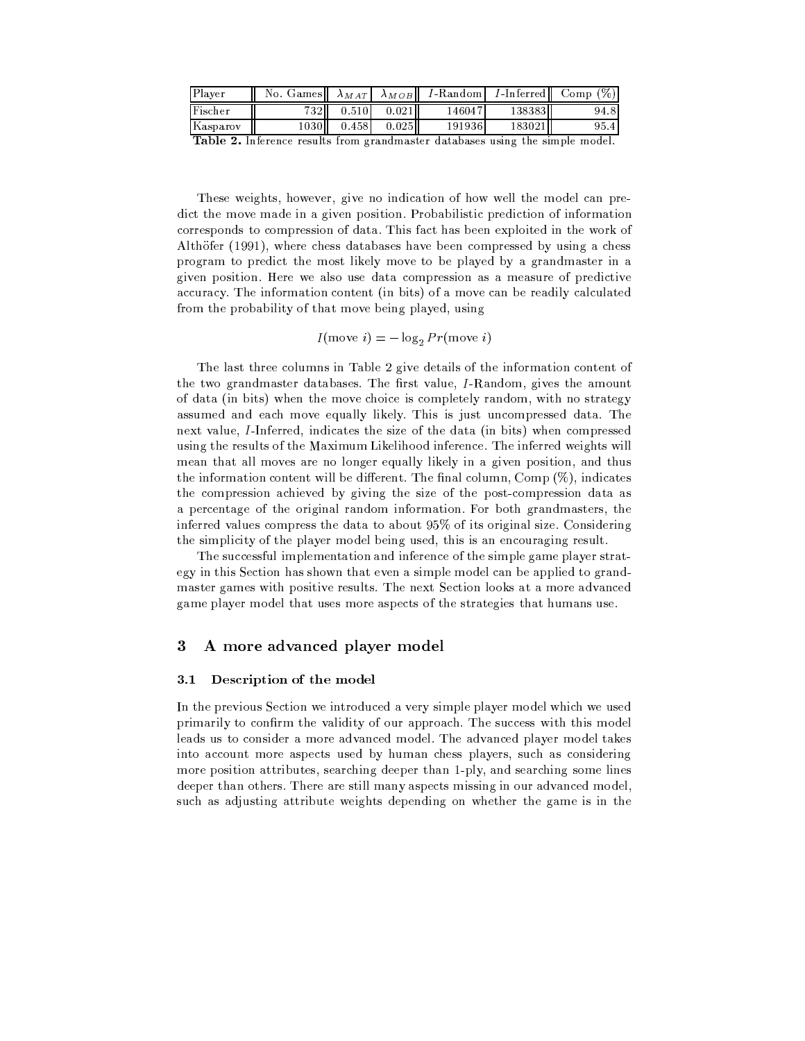| Player | No. Games | $\lambda_{MAT}$ | $\lambda_{MOB}$ | $I$-Random | $I$-Inferred | Comp (%) |
|---|---|---|---|---|---|---|
| Fischer | 732 | 0.510 | 0.021 | 146047 | 138383 | 94.8 |
| Kasparov | 1030 | 0.458 | 0.025 | 191936 | 183021 | 95.4 |

**Table 2.** Inference results from grandmaster databases using the simple model.

These weights, however, give no indication of how well the model can predict the move made in a given position. Probabilistic prediction of information corresponds to compression of data. This fact has been exploited in the work of Althöfer (1991), where chess databases have been compressed by using a chess program to predict the most likely move to be played by a grandmaster in a given position. Here we also use data compression as a measure of predictive accuracy. The information content (in bits) of a move can be readily calculated from the probability of that move being played, using

$$I(\text{move } i) = -\log_2 Pr(\text{move } i)$$

The last three columns in Table 2 give details of the information content of the two grandmaster databases. The first value, $I$-Random, gives the amount of data (in bits) when the move choice is completely random, with no strategy assumed and each move equally likely. This is just uncompressed data. The next value, $I$-Inferred, indicates the size of the data (in bits) when compressed using the results of the Maximum Likelihood inference. The inferred weights will mean that all moves are no longer equally likely in a given position, and thus the information content will be different. The final column, Comp (%), indicates the compression achieved by giving the size of the post-compression data as a percentage of the original random information. For both grandmasters, the inferred values compress the data to about 95% of its original size. Considering the simplicity of the player model being used, this is an encouraging result.

The successful implementation and inference of the simple game player strategy in this Section has shown that even a simple model can be applied to grandmaster games with positive results. The next Section looks at a more advanced game player model that uses more aspects of the strategies that humans use.

## 3 A more advanced player model

### 3.1 Description of the model

In the previous Section we introduced a very simple player model which we used primarily to confirm the validity of our approach. The success with this model leads us to consider a more advanced model. The advanced player model takes into account more aspects used by human chess players, such as considering more position attributes, searching deeper than 1-ply, and searching some lines deeper than others. There are still many aspects missing in our advanced model, such as adjusting attribute weights depending on whether the game is in the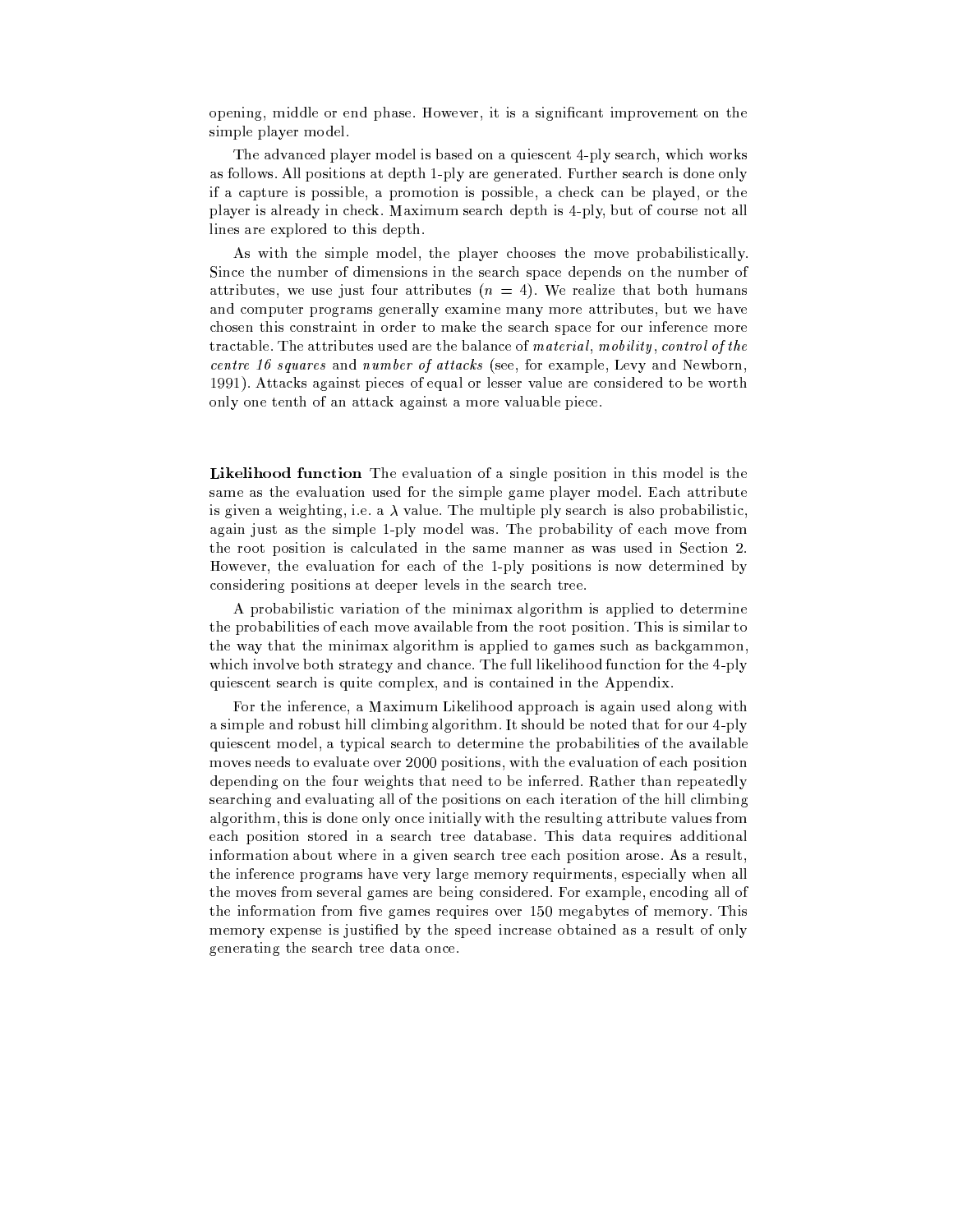opening, middle or end phase. However, it is a significant improvement on the simple player model.

The advanced player model is based on a quiescent 4-ply search, which works as follows. All positions at depth 1-ply are generated. Further search is done only if a capture is possible, a promotion is possible, a check can be played, or the player is already in check. Maximum search depth is 4-ply, but of course not all lines are explored to this depth.

As with the simple model, the player chooses the move probabilistically. Since the number of dimensions in the search space depends on the number of attributes, we use just four attributes ($n = 4$). We realize that both humans and computer programs generally examine many more attributes, but we have chosen this constraint in order to make the search space for our inference more tractable. The attributes used are the balance of *material*, *mobility*, *control of the centre 16 squares* and *number of attacks* (see, for example, Levy and Newborn, 1991). Attacks against pieces of equal or lesser value are considered to be worth only one tenth of an attack against a more valuable piece.

**Likelihood function** The evaluation of a single position in this model is the same as the evaluation used for the simple game player model. Each attribute is given a weighting, i.e. a $\lambda$ value. The multiple ply search is also probabilistic, again just as the simple 1-ply model was. The probability of each move from the root position is calculated in the same manner as was used in Section 2. However, the evaluation for each of the 1-ply positions is now determined by considering positions at deeper levels in the search tree.

A probabilistic variation of the minimax algorithm is applied to determine the probabilities of each move available from the root position. This is similar to the way that the minimax algorithm is applied to games such as backgammon, which involve both strategy and chance. The full likelihood function for the 4-ply quiescent search is quite complex, and is contained in the Appendix.

For the inference, a Maximum Likelihood approach is again used along with a simple and robust hill climbing algorithm. It should be noted that for our 4-ply quiescent model, a typical search to determine the probabilities of the available moves needs to evaluate over 2000 positions, with the evaluation of each position depending on the four weights that need to be inferred. Rather than repeatedly searching and evaluating all of the positions on each iteration of the hill climbing algorithm, this is done only once initially with the resulting attribute values from each position stored in a search tree database. This data requires additional information about where in a given search tree each position arose. As a result, the inference programs have very large memory requirments, especially when all the moves from several games are being considered. For example, encoding all of the information from five games requires over 150 megabytes of memory. This memory expense is justified by the speed increase obtained as a result of only generating the search tree data once.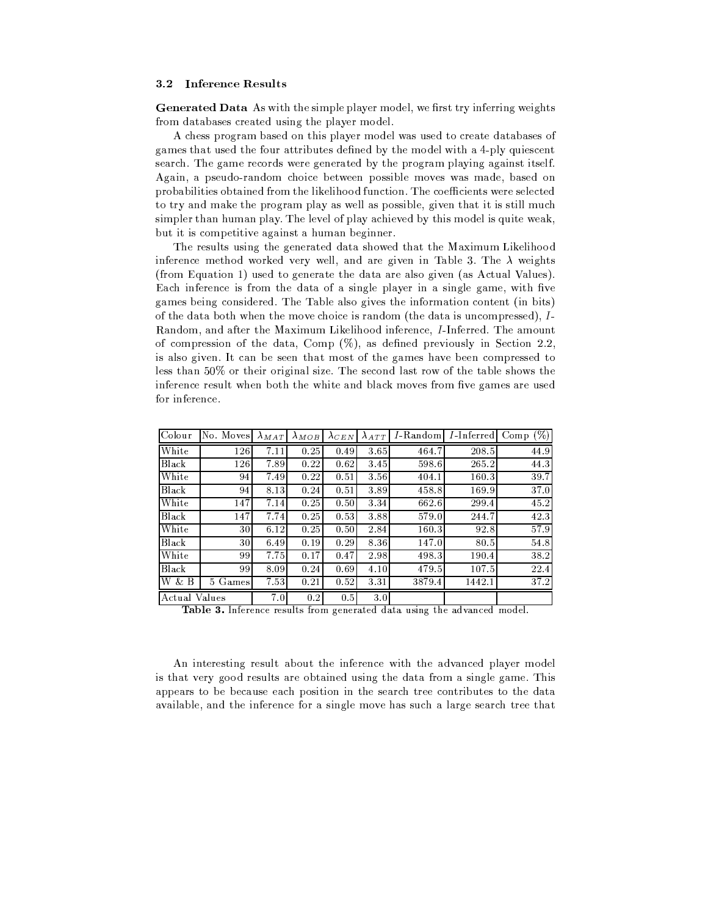### 3.2 Inference Results

**Generated Data** As with the simple player model, we first try inferring weights from databases created using the player model.

A chess program based on this player model was used to create databases of games that used the four attributes defined by the model with a 4-ply quiescent search. The game records were generated by the program playing against itself. Again, a pseudo-random choice between possible moves was made, based on probabilities obtained from the likelihood function. The coefficients were selected to try and make the program play as well as possible, given that it is still much simpler than human play. The level of play achieved by this model is quite weak, but it is competitive against a human beginner.

The results using the generated data showed that the Maximum Likelihood inference method worked very well, and are given in Table 3. The $\lambda$ weights (from Equation 1) used to generate the data are also given (as Actual Values). Each inference is from the data of a single player in a single game, with five games being considered. The Table also gives the information content (in bits) of the data both when the move choice is random (the data is uncompressed), *I*-Random, and after the Maximum Likelihood inference, *I*-Inferred. The amount of compression of the data, Comp (%), as defined previously in Section 2.2, is also given. It can be seen that most of the games have been compressed to less than 50% or their original size. The second last row of the table shows the inference result when both the white and black moves from five games are used for inference.

| Colour | No. Moves | $\lambda_{MAT}$ | $\lambda_{MOB}$ | $\lambda_{CEN}$ | $\lambda_{ATT}$ | *I*-Random | *I*-Inferred | Comp (%) |
|---|---|---|---|---|---|---|---|---|
| White | 126 | 7.11 | 0.25 | 0.49 | 3.65 | 464.7 | 208.5 | 44.9 |
| Black | 126 | 7.89 | 0.22 | 0.62 | 3.45 | 598.6 | 265.2 | 44.3 |
| White | 94 | 7.49 | 0.22 | 0.51 | 3.56 | 404.1 | 160.3 | 39.7 |
| Black | 94 | 8.13 | 0.24 | 0.51 | 3.89 | 458.8 | 169.9 | 37.0 |
| White | 147 | 7.14 | 0.25 | 0.50 | 3.34 | 662.6 | 299.4 | 45.2 |
| Black | 147 | 7.74 | 0.25 | 0.53 | 3.88 | 579.0 | 244.7 | 42.3 |
| White | 30 | 6.12 | 0.25 | 0.50 | 2.84 | 160.3 | 92.8 | 57.9 |
| Black | 30 | 6.49 | 0.19 | 0.29 | 8.36 | 147.0 | 80.5 | 54.8 |
| White | 99 | 7.75 | 0.17 | 0.47 | 2.98 | 498.3 | 190.4 | 38.2 |
| Black | 99 | 8.09 | 0.24 | 0.69 | 4.10 | 479.5 | 107.5 | 22.4 |
| W & B | 5 Games | 7.53 | 0.21 | 0.52 | 3.31 | 3879.4 | 1442.1 | 37.2 |
| Actual Values | | 7.0 | 0.2 | 0.5 | 3.0 | | | |

**Table 3.** Inference results from generated data using the advanced model.

An interesting result about the inference with the advanced player model is that very good results are obtained using the data from a single game. This appears to be because each position in the search tree contributes to the data available, and the inference for a single move has such a large search tree that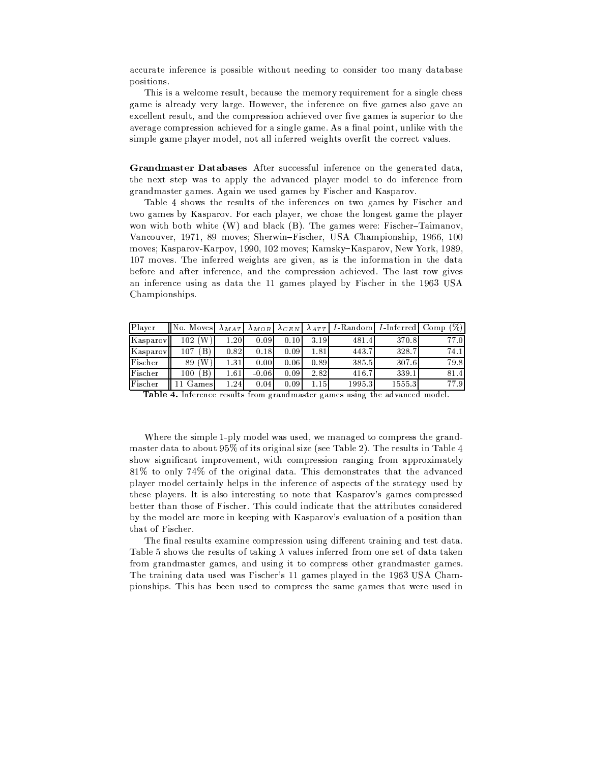accurate inference is possible without needing to consider too many database positions.

This is a welcome result, because the memory requirement for a single chess game is already very large. However, the inference on five games also gave an excellent result, and the compression achieved over five games is superior to the average compression achieved for a single game. As a final point, unlike with the simple game player model, not all inferred weights overfit the correct values.

**Grandmaster Databases** After successful inference on the generated data, the next step was to apply the advanced player model to do inference from grandmaster games. Again we used games by Fischer and Kasparov.

Table 4 shows the results of the inferences on two games by Fischer and two games by Kasparov. For each player, we chose the longest game the player won with both white (W) and black (B). The games were: Fischer–Taimanov, Vancouver, 1971, 89 moves; Sherwin–Fischer, USA Championship, 1966, 100 moves; Kasparov-Karpov, 1990, 102 moves; Kamsky–Kasparov, New York, 1989, 107 moves. The inferred weights are given, as is the information in the data before and after inference, and the compression achieved. The last row gives an inference using as data the 11 games played by Fischer in the 1963 USA Championships.

| Player | No. Moves | $\lambda_{MAT}$ | $\lambda_{MOB}$ | $\lambda_{CEN}$ | $\lambda_{ATT}$ | $I$-Random | $I$-Inferred | Comp (%) |
|---|---|---|---|---|---|---|---|---|
| Kasparov | 102 (W) | 1.20 | 0.09 | 0.10 | 3.19 | 481.4 | 370.8 | 77.0 |
| Kasparov | 107 (B) | 0.82 | 0.18 | 0.09 | 1.81 | 443.7 | 328.7 | 74.1 |
| Fischer | 89 (W) | 1.31 | 0.00 | 0.06 | 0.89 | 385.5 | 307.6 | 79.8 |
| Fischer | 100 (B) | 1.61 | -0.06 | 0.09 | 2.82 | 416.7 | 339.1 | 81.4 |
| Fischer | 11 Games | 1.24 | 0.04 | 0.09 | 1.15 | 1995.3 | 1555.3 | 77.9 |

**Table 4.** Inference results from grandmaster games using the advanced model.

Where the simple 1-ply model was used, we managed to compress the grandmaster data to about 95% of its original size (see Table 2). The results in Table 4 show significant improvement, with compression ranging from approximately 81% to only 74% of the original data. This demonstrates that the advanced player model certainly helps in the inference of aspects of the strategy used by these players. It is also interesting to note that Kasparov's games compressed better than those of Fischer. This could indicate that the attributes considered by the model are more in keeping with Kasparov's evaluation of a position than that of Fischer.

The final results examine compression using different training and test data. Table 5 shows the results of taking $\lambda$ values inferred from one set of data taken from grandmaster games, and using it to compress other grandmaster games. The training data used was Fischer's 11 games played in the 1963 USA Championships. This has been used to compress the same games that were used in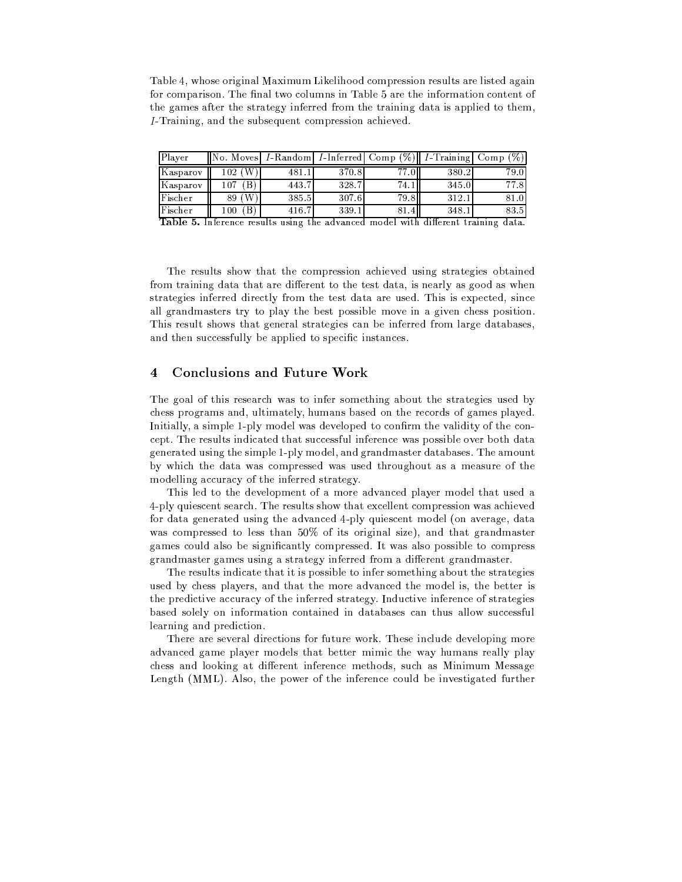Table 4, whose original Maximum Likelihood compression results are listed again for comparison. The final two columns in Table 5 are the information content of the games after the strategy inferred from the training data is applied to them, *I*-Training, and the subsequent compression achieved.

| Player | No. Moves | *I*-Random | *I*-Inferred | Comp (%) | *I*-Training | Comp (%) |
|---|---|---|---|---|---|---|
| Kasparov | 102 (W) | 481.1 | 370.8 | 77.0 | 380.2 | 79.0 |
| Kasparov | 107 (B) | 443.7 | 328.7 | 74.1 | 345.0 | 77.8 |
| Fischer | 89 (W) | 385.5 | 307.6 | 79.8 | 312.1 | 81.0 |
| Fischer | 100 (B) | 416.7 | 339.1 | 81.4 | 348.1 | 83.5 |

**Table 5.** Inference results using the advanced model with different training data.

The results show that the compression achieved using strategies obtained from training data that are different to the test data, is nearly as good as when strategies inferred directly from the test data are used. This is expected, since all grandmasters try to play the best possible move in a given chess position. This result shows that general strategies can be inferred from large databases, and then successfully be applied to specific instances.

## 4 Conclusions and Future Work

The goal of this research was to infer something about the strategies used by chess programs and, ultimately, humans based on the records of games played. Initially, a simple 1-ply model was developed to confirm the validity of the concept. The results indicated that successful inference was possible over both data generated using the simple 1-ply model, and grandmaster databases. The amount by which the data was compressed was used throughout as a measure of the modelling accuracy of the inferred strategy.

This led to the development of a more advanced player model that used a 4-ply quiescent search. The results show that excellent compression was achieved for data generated using the advanced 4-ply quiescent model (on average, data was compressed to less than 50% of its original size), and that grandmaster games could also be significantly compressed. It was also possible to compress grandmaster games using a strategy inferred from a different grandmaster.

The results indicate that it is possible to infer something about the strategies used by chess players, and that the more advanced the model is, the better is the predictive accuracy of the inferred strategy. Inductive inference of strategies based solely on information contained in databases can thus allow successful learning and prediction.

There are several directions for future work. These include developing more advanced game player models that better mimic the way humans really play chess and looking at different inference methods, such as Minimum Message Length (MML). Also, the power of the inference could be investigated further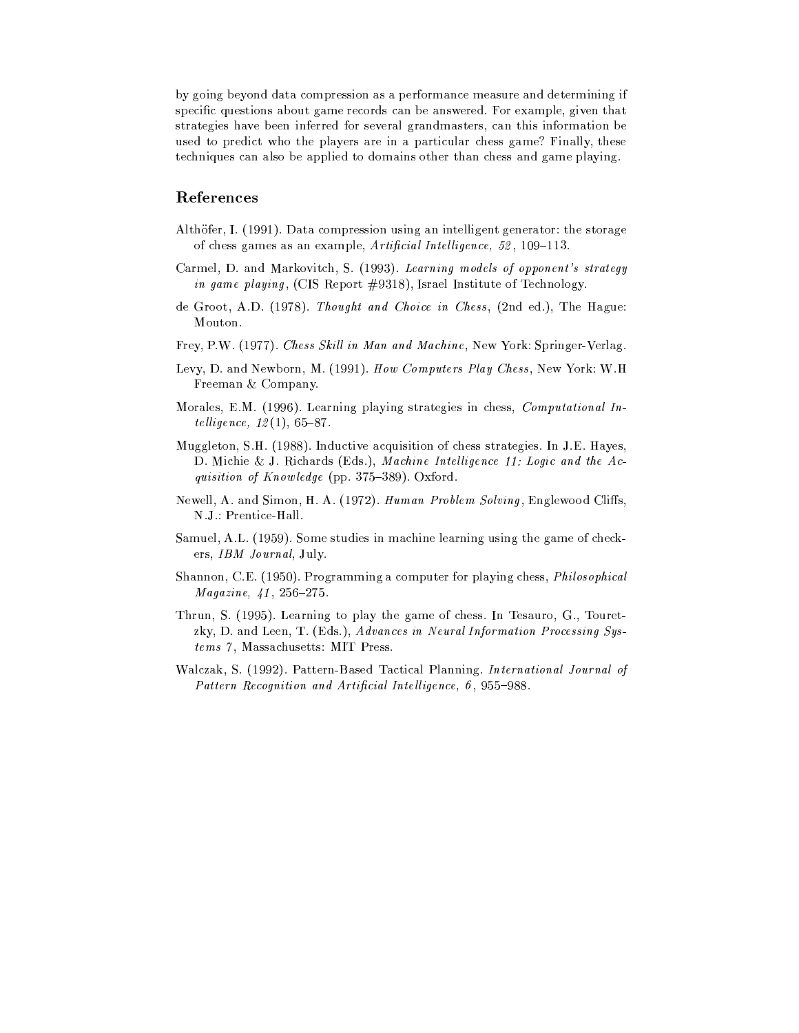by going beyond data compression as a performance measure and determining if specific questions about game records can be answered. For example, given that strategies have been inferred for several grandmasters, can this information be used to predict who the players are in a particular chess game? Finally, these techniques can also be applied to domains other than chess and game playing.

## References

Althöfer, I. (1991). Data compression using an intelligent generator: the storage of chess games as an example, *Artificial Intelligence, 52*, 109–113.

Carmel, D. and Markovitch, S. (1993). *Learning models of opponent's strategy in game playing*, (CIS Report #9318), Israel Institute of Technology.

de Groot, A.D. (1978). *Thought and Choice in Chess*, (2nd ed.), The Hague: Mouton.

Frey, P.W. (1977). *Chess Skill in Man and Machine*, New York: Springer-Verlag.

Levy, D. and Newborn, M. (1991). *How Computers Play Chess*, New York: W.H Freeman & Company.

Morales, E.M. (1996). Learning playing strategies in chess, *Computational Intelligence, 12*(1), 65–87.

Muggleton, S.H. (1988). Inductive acquisition of chess strategies. In J.E. Hayes, D. Michie & J. Richards (Eds.), *Machine Intelligence 11: Logic and the Acquisition of Knowledge* (pp. 375–389). Oxford.

Newell, A. and Simon, H. A. (1972). *Human Problem Solving*, Englewood Cliffs, N.J.: Prentice-Hall.

Samuel, A.L. (1959). Some studies in machine learning using the game of checkers, *IBM Journal*, July.

Shannon, C.E. (1950). Programming a computer for playing chess, *Philosophical Magazine, 41*, 256–275.

Thrun, S. (1995). Learning to play the game of chess. In Tesauro, G., Touretzky, D. and Leen, T. (Eds.), *Advances in Neural Information Processing Systems 7*, Massachusetts: MIT Press.

Walczak, S. (1992). Pattern-Based Tactical Planning. *International Journal of Pattern Recognition and Artificial Intelligence, 6*, 955–988.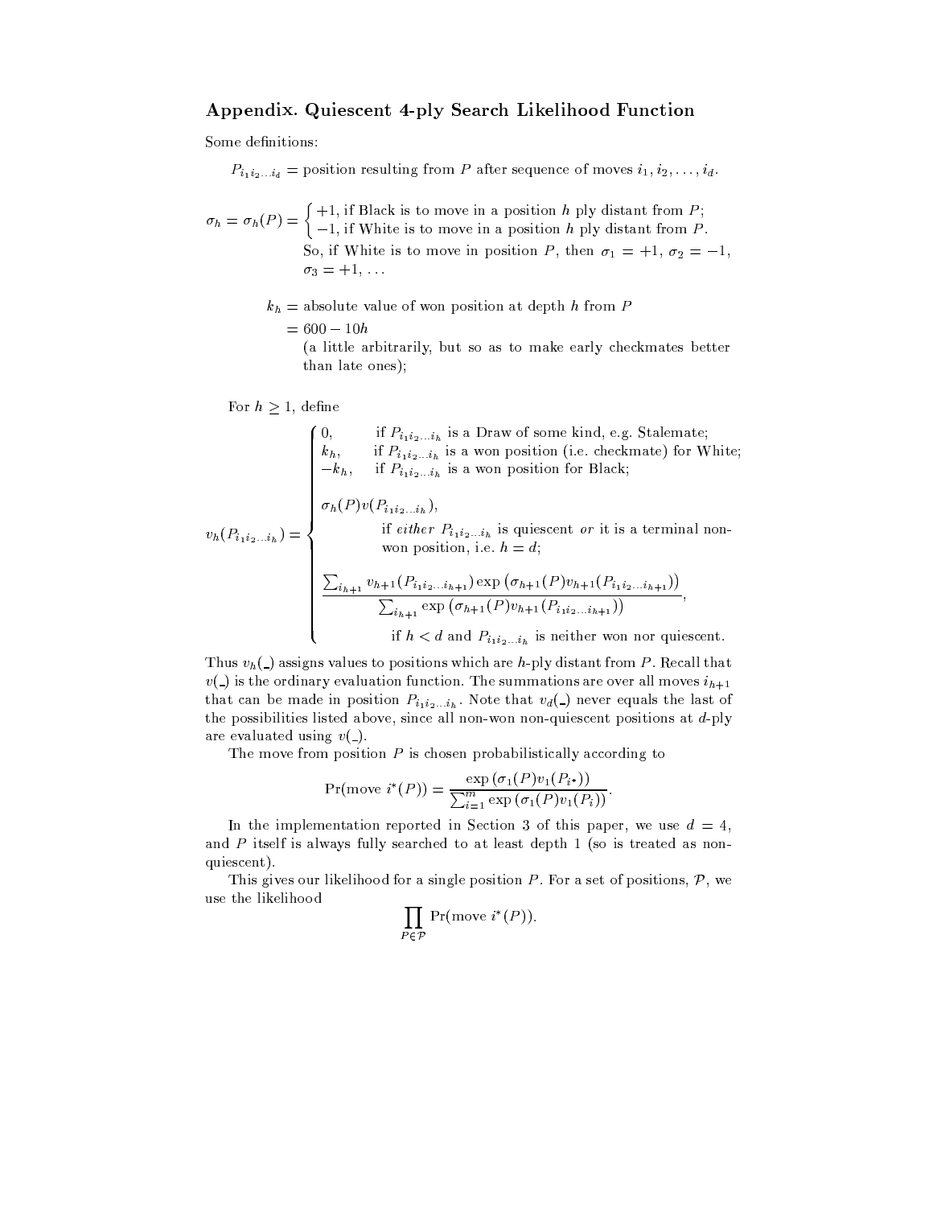## Appendix. Quiescent 4-ply Search Likelihood Function

Some definitions:

$P_{i_1 i_2 \ldots i_d}$ = position resulting from $P$ after sequence of moves $i_1, i_2, \ldots, i_d$.

$$\sigma_h = \sigma_h(P) = \begin{cases} +1, \text{ if Black is to move in a position } h \text{ ply distant from } P; \\ -1, \text{ if White is to move in a position } h \text{ ply distant from } P. \end{cases}$$

So, if White is to move in position $P$, then $\sigma_1 = +1$, $\sigma_2 = -1$, $\sigma_3 = +1, \ldots$

$k_h$ = absolute value of won position at depth $h$ from $P$

$= 600 - 10h$

(a little arbitrarily, but so as to make early checkmates better than late ones);

For $h \geq 1$, define

$$v_h(P_{i_1 i_2 \ldots i_h}) = \begin{cases} 0, & \text{if } P_{i_1 i_2 \ldots i_h} \text{ is a Draw of some kind, e.g. Stalemate;} \\ k_h, & \text{if } P_{i_1 i_2 \ldots i_h} \text{ is a won position (i.e. checkmate) for White;} \\ -k_h, & \text{if } P_{i_1 i_2 \ldots i_h} \text{ is a won position for Black;} \\ \sigma_h(P) v(P_{i_1 i_2 \ldots i_h}), & \text{if } \textit{either } P_{i_1 i_2 \ldots i_h} \text{ is quiescent } \textit{or} \text{ it is a terminal non-won position, i.e. } h = d; \\ \dfrac{\sum_{i_{h+1}} v_{h+1}(P_{i_1 i_2 \ldots i_{h+1}}) \exp\left(\sigma_{h+1}(P) v_{h+1}(P_{i_1 i_2 \ldots i_{h+1}})\right)}{\sum_{i_{h+1}} \exp\left(\sigma_{h+1}(P) v_{h+1}(P_{i_1 i_2 \ldots i_{h+1}})\right)}, & \text{if } h < d \text{ and } P_{i_1 i_2 \ldots i_h} \text{ is neither won nor quiescent.} \end{cases}$$

Thus $v_h(\_)$ assigns values to positions which are $h$-ply distant from $P$. Recall that $v(\_)$ is the ordinary evaluation function. The summations are over all moves $i_{h+1}$ that can be made in position $P_{i_1 i_2 \ldots i_h}$. Note that $v_d(\_)$ never equals the last of the possibilities listed above, since all non-won non-quiescent positions at $d$-ply are evaluated using $v(\_)$.

The move from position $P$ is chosen probabilistically according to

$$\Pr(\text{move } i^*(P)) = \frac{\exp\left(\sigma_1(P) v_1(P_{i^*})\right)}{\sum_{i=1}^{m} \exp\left(\sigma_1(P) v_1(P_i)\right)}.$$

In the implementation reported in Section 3 of this paper, we use $d = 4$, and $P$ itself is always fully searched to at least depth 1 (so is treated as non-quiescent).

This gives our likelihood for a single position $P$. For a set of positions, $\mathcal{P}$, we use the likelihood

$$\prod_{P \in \mathcal{P}} \Pr(\text{move } i^*(P)).$$